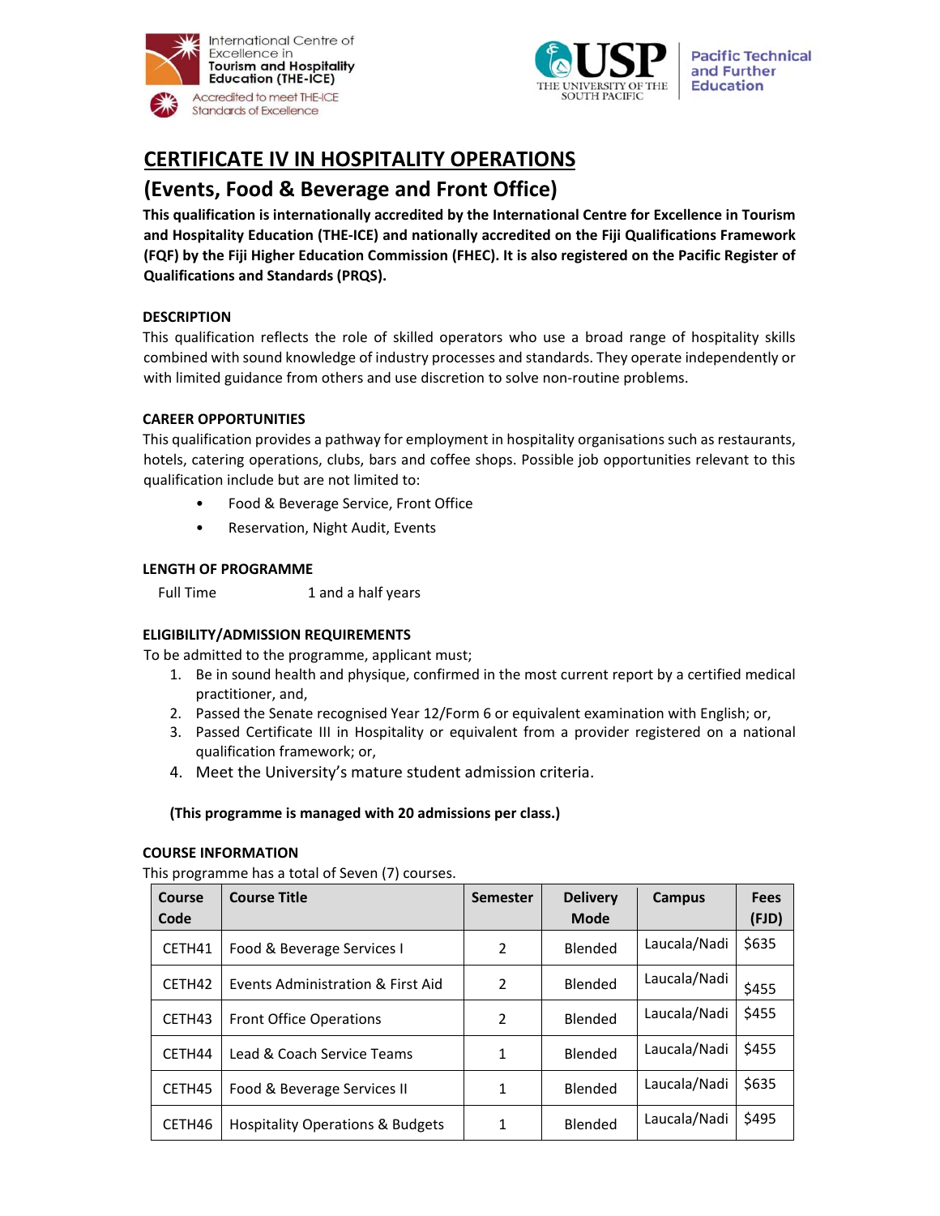International Centre of Excellence in **Tourism and Hospitality Education (THE-ICE)**

Accredited to meet THE-ICE Standards of Excellence

USP THE UNIVERSITY OF THE SOUTH PACIFIC | Pacific Technical and Further Education

# CERTIFICATE IV IN HOSPITALITY OPERATIONS

## (Events, Food & Beverage and Front Office)

**This qualification is internationally accredited by the International Centre for Excellence in Tourism and Hospitality Education (THE-ICE) and nationally accredited on the Fiji Qualifications Framework (FQF) by the Fiji Higher Education Commission (FHEC). It is also registered on the Pacific Register of Qualifications and Standards (PRQS).**

### DESCRIPTION

This qualification reflects the role of skilled operators who use a broad range of hospitality skills combined with sound knowledge of industry processes and standards. They operate independently or with limited guidance from others and use discretion to solve non-routine problems.

### CAREER OPPORTUNITIES

This qualification provides a pathway for employment in hospitality organisations such as restaurants, hotels, catering operations, clubs, bars and coffee shops. Possible job opportunities relevant to this qualification include but are not limited to:

- Food & Beverage Service, Front Office
- Reservation, Night Audit, Events

### LENGTH OF PROGRAMME

Full Time 1 and a half years

### ELIGIBILITY/ADMISSION REQUIREMENTS

To be admitted to the programme, applicant must;

1. Be in sound health and physique, confirmed in the most current report by a certified medical practitioner, and,
2. Passed the Senate recognised Year 12/Form 6 or equivalent examination with English; or,
3. Passed Certificate III in Hospitality or equivalent from a provider registered on a national qualification framework; or,
4. Meet the University's mature student admission criteria.

**(This programme is managed with 20 admissions per class.)**

### COURSE INFORMATION

This programme has a total of Seven (7) courses.

| Course Code | Course Title | Semester | Delivery Mode | Campus | Fees (FJD) |
|---|---|---|---|---|---|
| CETH41 | Food & Beverage Services I | 2 | Blended | Laucala/Nadi | $635 |
| CETH42 | Events Administration & First Aid | 2 | Blended | Laucala/Nadi | $455 |
| CETH43 | Front Office Operations | 2 | Blended | Laucala/Nadi | $455 |
| CETH44 | Lead & Coach Service Teams | 1 | Blended | Laucala/Nadi | $455 |
| CETH45 | Food & Beverage Services II | 1 | Blended | Laucala/Nadi | $635 |
| CETH46 | Hospitality Operations & Budgets | 1 | Blended | Laucala/Nadi | $495 |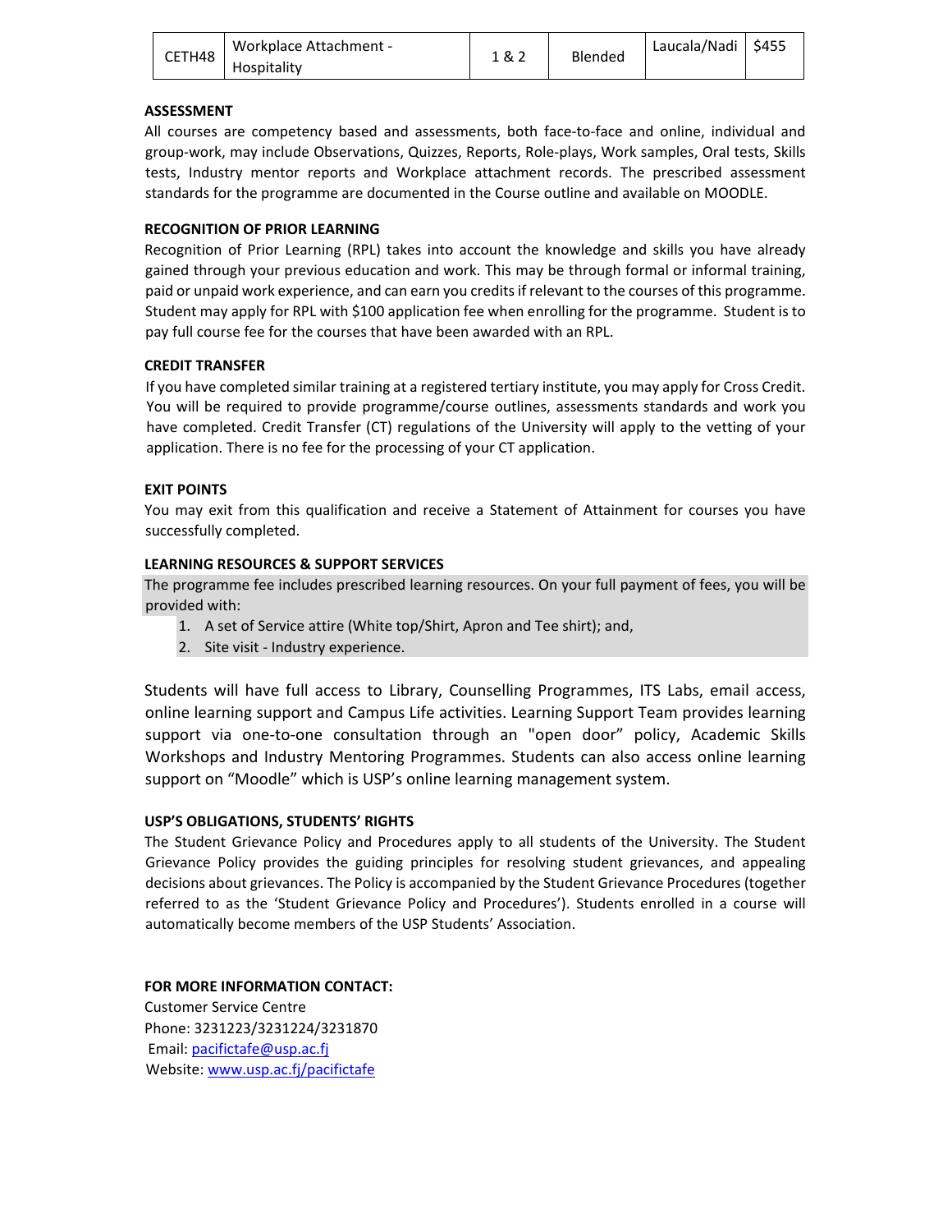| | | | | | |
|---|---|---|---|---|---|
| CETH48 | Workplace Attachment - Hospitality | 1 & 2 | Blended | Laucala/Nadi | $455 |

**ASSESSMENT**

All courses are competency based and assessments, both face-to-face and online, individual and group-work, may include Observations, Quizzes, Reports, Role-plays, Work samples, Oral tests, Skills tests, Industry mentor reports and Workplace attachment records. The prescribed assessment standards for the programme are documented in the Course outline and available on MOODLE.

**RECOGNITION OF PRIOR LEARNING**

Recognition of Prior Learning (RPL) takes into account the knowledge and skills you have already gained through your previous education and work. This may be through formal or informal training, paid or unpaid work experience, and can earn you credits if relevant to the courses of this programme. Student may apply for RPL with $100 application fee when enrolling for the programme. Student is to pay full course fee for the courses that have been awarded with an RPL.

**CREDIT TRANSFER**

If you have completed similar training at a registered tertiary institute, you may apply for Cross Credit. You will be required to provide programme/course outlines, assessments standards and work you have completed. Credit Transfer (CT) regulations of the University will apply to the vetting of your application. There is no fee for the processing of your CT application.

**EXIT POINTS**

You may exit from this qualification and receive a Statement of Attainment for courses you have successfully completed.

**LEARNING RESOURCES & SUPPORT SERVICES**

The programme fee includes prescribed learning resources. On your full payment of fees, you will be provided with:

1. A set of Service attire (White top/Shirt, Apron and Tee shirt); and,
2. Site visit - Industry experience.

Students will have full access to Library, Counselling Programmes, ITS Labs, email access, online learning support and Campus Life activities. Learning Support Team provides learning support via one-to-one consultation through an "open door" policy, Academic Skills Workshops and Industry Mentoring Programmes. Students can also access online learning support on "Moodle" which is USP's online learning management system.

**USP'S OBLIGATIONS, STUDENTS' RIGHTS**

The Student Grievance Policy and Procedures apply to all students of the University. The Student Grievance Policy provides the guiding principles for resolving student grievances, and appealing decisions about grievances. The Policy is accompanied by the Student Grievance Procedures (together referred to as the 'Student Grievance Policy and Procedures'). Students enrolled in a course will automatically become members of the USP Students' Association.

**FOR MORE INFORMATION CONTACT:**

Customer Service Centre
Phone: 3231223/3231224/3231870
Email: pacifictafe@usp.ac.fj
Website: www.usp.ac.fj/pacifictafe